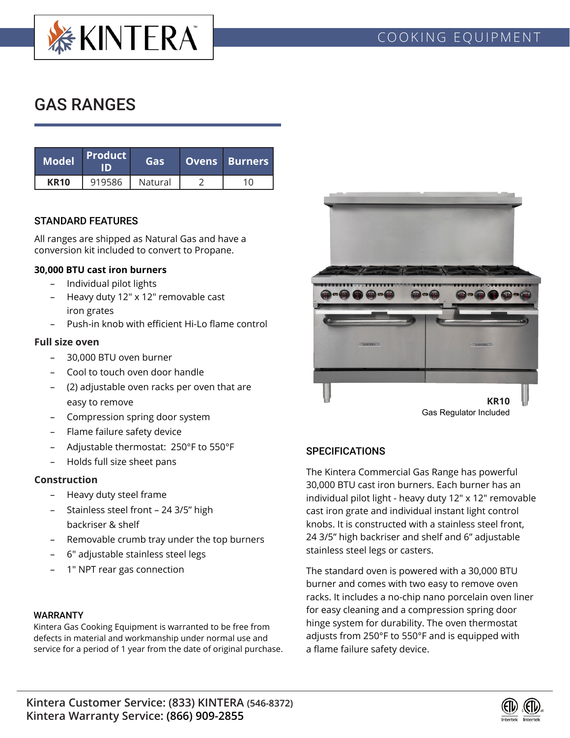KINTERA™

COOKING EQUIPMENT

# GAS RANGES

| Model | Product ID | Gas | Ovens | Burners |
|---|---|---|---|---|
| **KR10** | 919586 | Natural | 2 | 10 |

## STANDARD FEATURES

All ranges are shipped as Natural Gas and have a conversion kit included to convert to Propane.

**30,000 BTU cast iron burners**

- Individual pilot lights
- Heavy duty 12" x 12" removable cast iron grates
- Push-in knob with efficient Hi-Lo flame control

**Full size oven**

- 30,000 BTU oven burner
- Cool to touch oven door handle
- (2) adjustable oven racks per oven that are easy to remove
- Compression spring door system
- Flame failure safety device
- Adjustable thermostat: 250°F to 550°F
- Holds full size sheet pans

**Construction**

- Heavy duty steel frame
- Stainless steel front – 24 3/5" high backriser & shelf
- Removable crumb tray under the top burners
- 6" adjustable stainless steel legs
- 1" NPT rear gas connection

## WARRANTY

Kintera Gas Cooking Equipment is warranted to be free from defects in material and workmanship under normal use and service for a period of 1 year from the date of original purchase.

**KR10**
Gas Regulator Included

## SPECIFICATIONS

The Kintera Commercial Gas Range has powerful 30,000 BTU cast iron burners. Each burner has an individual pilot light - heavy duty 12" x 12" removable cast iron grate and individual instant light control knobs. It is constructed with a stainless steel front, 24 3/5" high backriser and shelf and 6" adjustable stainless steel legs or casters.

The standard oven is powered with a 30,000 BTU burner and comes with two easy to remove oven racks. It includes a no-chip nano porcelain oven liner for easy cleaning and a compression spring door hinge system for durability. The oven thermostat adjusts from 250°F to 550°F and is equipped with a flame failure safety device.

**Kintera Customer Service: (833) KINTERA (546-8372)**
**Kintera Warranty Service: (866) 909-2855**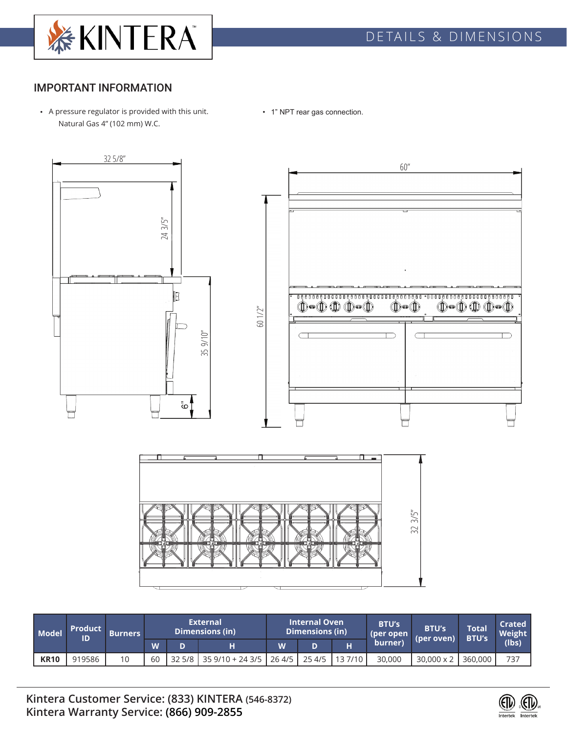DETAILS & DIMENSIONS

## IMPORTANT INFORMATION

- A pressure regulator is provided with this unit. Natural Gas 4" (102 mm) W.C.
- 1" NPT rear gas connection.

32 5/8"

24 3/5"

35 9/10"

6"

60"

60 1/2"

32 3/5"

| Model | Product ID | Burners | External Dimensions (in) | | | Internal Oven Dimensions (in) | | | BTU's (per open burner) | BTU's (per oven) | Total BTU's | Crated Weight (lbs) |
|---|---|---|---|---|---|---|---|---|---|---|---|---|
| | | | W | D | H | W | D | H | | | | |
| **KR10** | 919586 | 10 | 60 | 32 5/8 | 35 9/10 + 24 3/5 | 26 4/5 | 25 4/5 | 13 7/10 | 30,000 | 30,000 x 2 | 360,000 | 737 |

**Kintera Customer Service: (833) KINTERA (546-8372)**
**Kintera Warranty Service: (866) 909-2855**